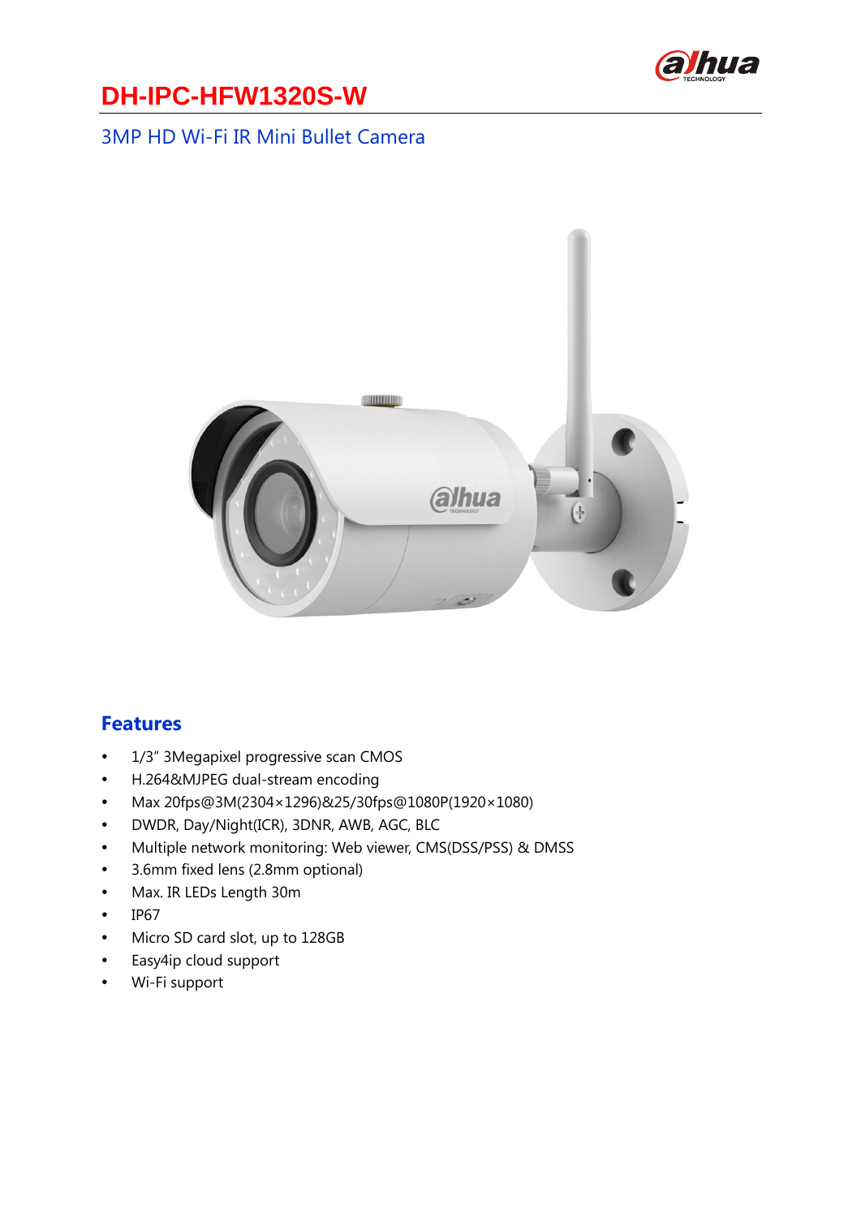# DH-IPC-HFW1320S-W

## 3MP HD Wi-Fi IR Mini Bullet Camera

## Features

- 1/3" 3Megapixel progressive scan CMOS
- H.264&MJPEG dual-stream encoding
- Max 20fps@3M(2304×1296)&25/30fps@1080P(1920×1080)
- DWDR, Day/Night(ICR), 3DNR, AWB, AGC, BLC
- Multiple network monitoring: Web viewer, CMS(DSS/PSS) & DMSS
- 3.6mm fixed lens (2.8mm optional)
- Max. IR LEDs Length 30m
- IP67
- Micro SD card slot, up to 128GB
- Easy4ip cloud support
- Wi-Fi support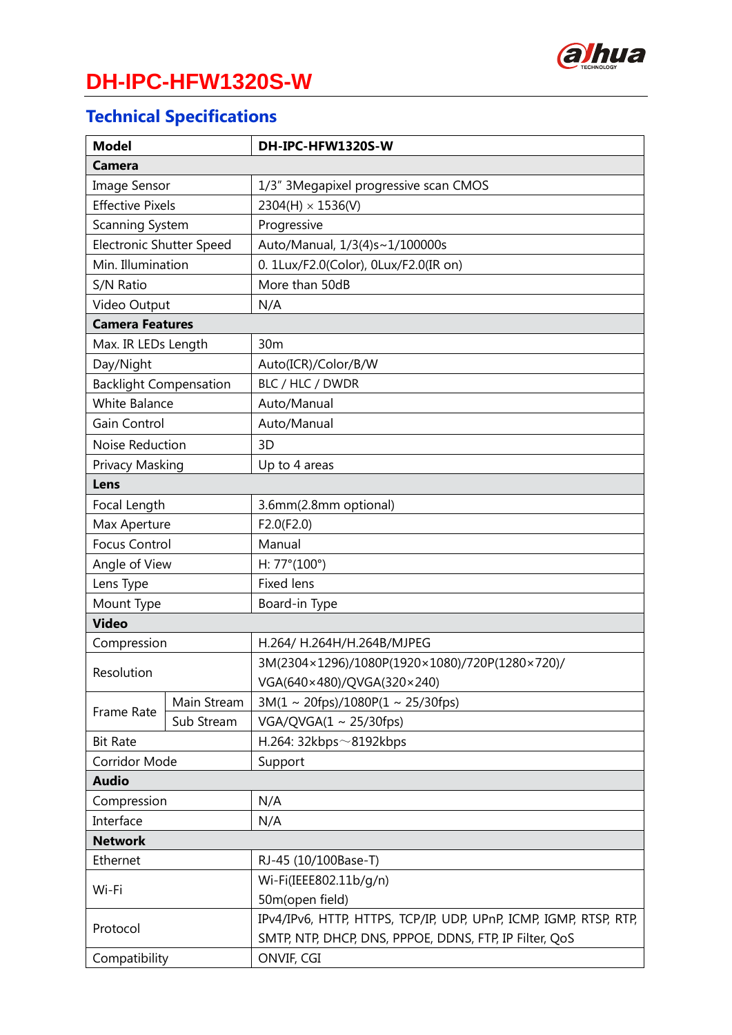# DH-IPC-HFW1320S-W

## Technical Specifications

| Model | | DH-IPC-HFW1320S-W |
|---|---|---|
| **Camera** | | |
| Image Sensor | | 1/3" 3Megapixel progressive scan CMOS |
| Effective Pixels | | 2304(H) × 1536(V) |
| Scanning System | | Progressive |
| Electronic Shutter Speed | | Auto/Manual, 1/3(4)s~1/100000s |
| Min. Illumination | | 0. 1Lux/F2.0(Color), 0Lux/F2.0(IR on) |
| S/N Ratio | | More than 50dB |
| Video Output | | N/A |
| **Camera Features** | | |
| Max. IR LEDs Length | | 30m |
| Day/Night | | Auto(ICR)/Color/B/W |
| Backlight Compensation | | BLC / HLC / DWDR |
| White Balance | | Auto/Manual |
| Gain Control | | Auto/Manual |
| Noise Reduction | | 3D |
| Privacy Masking | | Up to 4 areas |
| **Lens** | | |
| Focal Length | | 3.6mm(2.8mm optional) |
| Max Aperture | | F2.0(F2.0) |
| Focus Control | | Manual |
| Angle of View | | H: 77°(100°) |
| Lens Type | | Fixed lens |
| Mount Type | | Board-in Type |
| **Video** | | |
| Compression | | H.264/ H.264H/H.264B/MJPEG |
| Resolution | | 3M(2304×1296)/1080P(1920×1080)/720P(1280×720)/ VGA(640×480)/QVGA(320×240) |
| Frame Rate | Main Stream | 3M(1 ~ 20fps)/1080P(1 ~ 25/30fps) |
| | Sub Stream | VGA/QVGA(1 ~ 25/30fps) |
| Bit Rate | | H.264: 32kbps～8192kbps |
| Corridor Mode | | Support |
| **Audio** | | |
| Compression | | N/A |
| Interface | | N/A |
| **Network** | | |
| Ethernet | | RJ-45 (10/100Base-T) |
| Wi-Fi | | Wi-Fi(IEEE802.11b/g/n) 50m(open field) |
| Protocol | | IPv4/IPv6, HTTP, HTTPS, TCP/IP, UDP, UPnP, ICMP, IGMP, RTSP, RTP, SMTP, NTP, DHCP, DNS, PPPOE, DDNS, FTP, IP Filter, QoS |
| Compatibility | | ONVIF, CGI |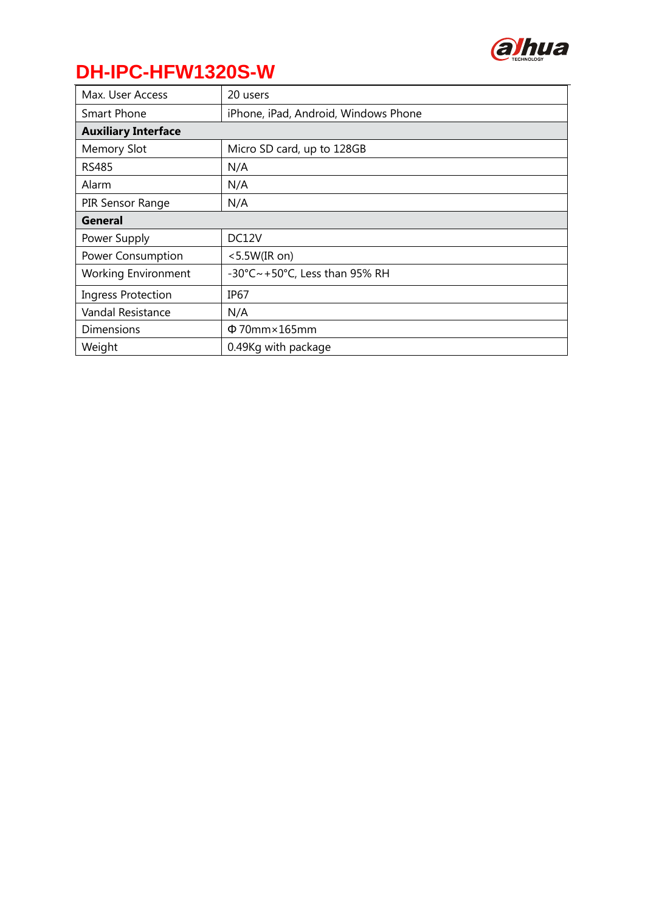# DH-IPC-HFW1320S-W

| | |
|---|---|
| Max. User Access | 20 users |
| Smart Phone | iPhone, iPad, Android, Windows Phone |
| **Auxiliary Interface** | |
| Memory Slot | Micro SD card, up to 128GB |
| RS485 | N/A |
| Alarm | N/A |
| PIR Sensor Range | N/A |
| **General** | |
| Power Supply | DC12V |
| Power Consumption | <5.5W(IR on) |
| Working Environment | -30°C~+50°C, Less than 95% RH |
| Ingress Protection | IP67 |
| Vandal Resistance | N/A |
| Dimensions | Φ70mm×165mm |
| Weight | 0.49Kg with package |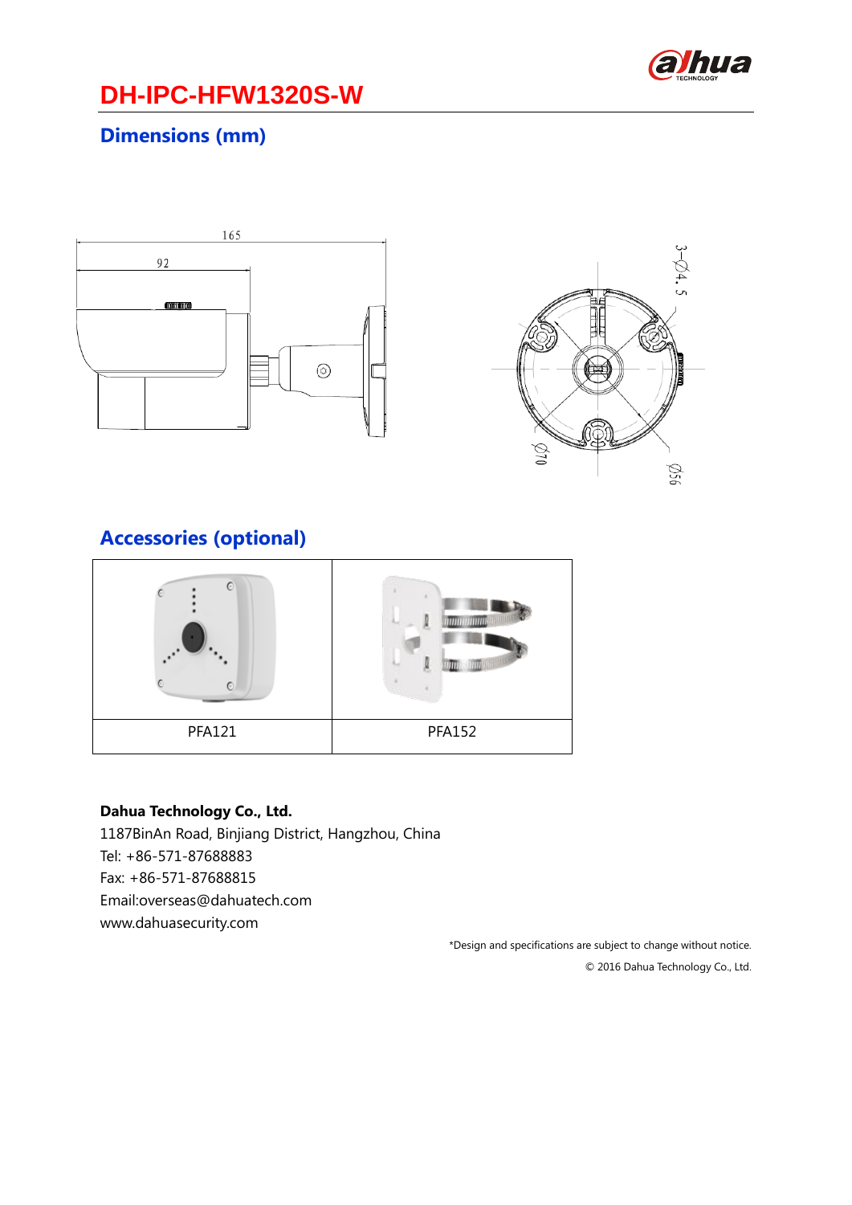# DH-IPC-HFW1320S-W

## Dimensions (mm)

165

92

3-Ø4.5

Ø70

Ø56

## Accessories (optional)

| | |
|---|---|
| PFA121 | PFA152 |

**Dahua Technology Co., Ltd.**
1187BinAn Road, Binjiang District, Hangzhou, China
Tel: +86-571-87688883
Fax: +86-571-87688815
Email:overseas@dahuatech.com
www.dahuasecurity.com

*Design and specifications are subject to change without notice.

© 2016 Dahua Technology Co., Ltd.